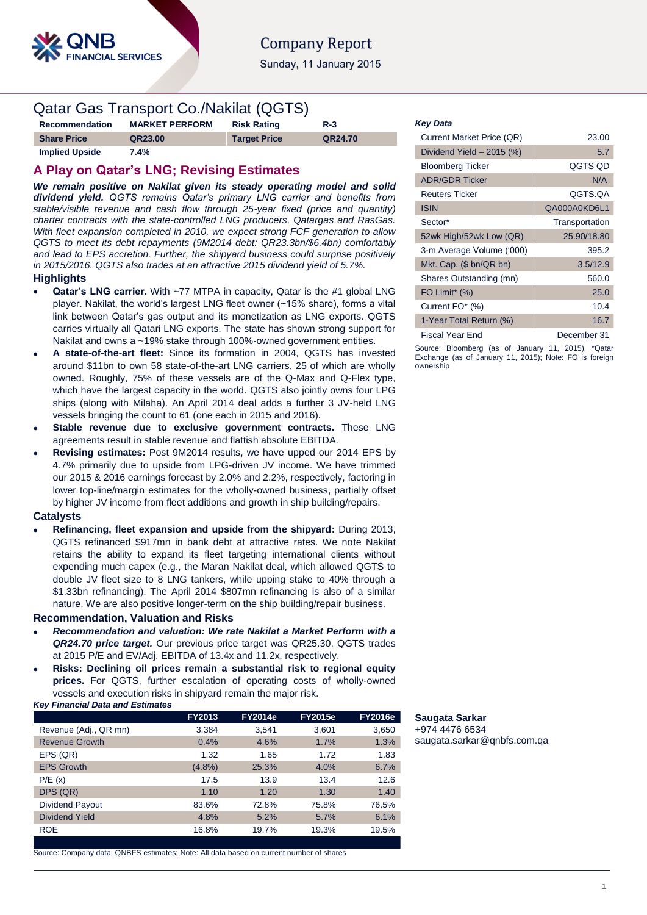# Company Report

Sunday, 11 January 2015

## Qatar Gas Transport Co./Nakilat (QGTS)

| Recommendation | MARKET PERFORM | Risk Rating | R-3 |
|---|---|---|---|
| **Share Price** | **QR23.00** | **Target Price** | **QR24.70** |
| **Implied Upside** | **7.4%** | | |

## A Play on Qatar's LNG; Revising Estimates

***We remain positive on Nakilat given its steady operating model and solid dividend yield.*** *QGTS remains Qatar's primary LNG carrier and benefits from stable/visible revenue and cash flow through 25-year fixed (price and quantity) charter contracts with the state-controlled LNG producers, Qatargas and RasGas. With fleet expansion completed in 2010, we expect strong FCF generation to allow QGTS to meet its debt repayments (9M2014 debt: QR23.3bn/$6.4bn) comfortably and lead to EPS accretion. Further, the shipyard business could surprise positively in 2015/2016. QGTS also trades at an attractive 2015 dividend yield of 5.7%.*

### Highlights

- **Qatar's LNG carrier.** With ~77 MTPA in capacity, Qatar is the #1 global LNG player. Nakilat, the world's largest LNG fleet owner (~15% share), forms a vital link between Qatar's gas output and its monetization as LNG exports. QGTS carries virtually all Qatari LNG exports. The state has shown strong support for Nakilat and owns a ~19% stake through 100%-owned government entities.
- **A state-of-the-art fleet:** Since its formation in 2004, QGTS has invested around $11bn to own 58 state-of-the-art LNG carriers, 25 of which are wholly owned. Roughly, 75% of these vessels are of the Q-Max and Q-Flex type, which have the largest capacity in the world. QGTS also jointly owns four LPG ships (along with Milaha). An April 2014 deal adds a further 3 JV-held LNG vessels bringing the count to 61 (one each in 2015 and 2016).
- **Stable revenue due to exclusive government contracts.** These LNG agreements result in stable revenue and flattish absolute EBITDA.
- **Revising estimates:** Post 9M2014 results, we have upped our 2014 EPS by 4.7% primarily due to upside from LPG-driven JV income. We have trimmed our 2015 & 2016 earnings forecast by 2.0% and 2.2%, respectively, factoring in lower top-line/margin estimates for the wholly-owned business, partially offset by higher JV income from fleet additions and growth in ship building/repairs.

### Catalysts

- **Refinancing, fleet expansion and upside from the shipyard:** During 2013, QGTS refinanced $917mn in bank debt at attractive rates. We note Nakilat retains the ability to expand its fleet targeting international clients without expending much capex (e.g., the Maran Nakilat deal, which allowed QGTS to double JV fleet size to 8 LNG tankers, while upping stake to 40% through a $1.33bn refinancing). The April 2014 $807mn refinancing is also of a similar nature. We are also positive longer-term on the ship building/repair business.

### Recommendation, Valuation and Risks

- ***Recommendation and valuation: We rate Nakilat a Market Perform with a QR24.70 price target.*** Our previous price target was QR25.30. QGTS trades at 2015 P/E and EV/Adj. EBITDA of 13.4x and 11.2x, respectively.
- **Risks: Declining oil prices remain a substantial risk to regional equity prices.** For QGTS, further escalation of operating costs of wholly-owned vessels and execution risks in shipyard remain the major risk.

***Key Financial Data and Estimates***

| | FY2013 | FY2014e | FY2015e | FY2016e |
|---|---|---|---|---|
| Revenue (Adj., QR mn) | 3,384 | 3,541 | 3,601 | 3,650 |
| Revenue Growth | 0.4% | 4.6% | 1.7% | 1.3% |
| EPS (QR) | 1.32 | 1.65 | 1.72 | 1.83 |
| EPS Growth | (4.8%) | 25.3% | 4.0% | 6.7% |
| P/E (x) | 17.5 | 13.9 | 13.4 | 12.6 |
| DPS (QR) | 1.10 | 1.20 | 1.30 | 1.40 |
| Dividend Payout | 83.6% | 72.8% | 75.8% | 76.5% |
| Dividend Yield | 4.8% | 5.2% | 5.7% | 6.1% |
| ROE | 16.8% | 19.7% | 19.3% | 19.5% |

Source: Company data, QNBFS estimates; Note: All data based on current number of shares

***Key Data***

| | |
|---|---|
| Current Market Price (QR) | 23.00 |
| Dividend Yield – 2015 (%) | 5.7 |
| Bloomberg Ticker | QGTS QD |
| ADR/GDR Ticker | N/A |
| Reuters Ticker | QGTS.QA |
| ISIN | QA000A0KD6L1 |
| Sector* | Transportation |
| 52wk High/52wk Low (QR) | 25.90/18.80 |
| 3-m Average Volume ('000) | 395.2 |
| Mkt. Cap. ($ bn/QR bn) | 3.5/12.9 |
| Shares Outstanding (mn) | 560.0 |
| FO Limit* (%) | 25.0 |
| Current FO* (%) | 10.4 |
| 1-Year Total Return (%) | 16.7 |
| Fiscal Year End | December 31 |

Source: Bloomberg (as of January 11, 2015), *Qatar Exchange (as of January 11, 2015); Note: FO is foreign ownership

**Saugata Sarkar**
+974 4476 6534
saugata.sarkar@qnbfs.com.qa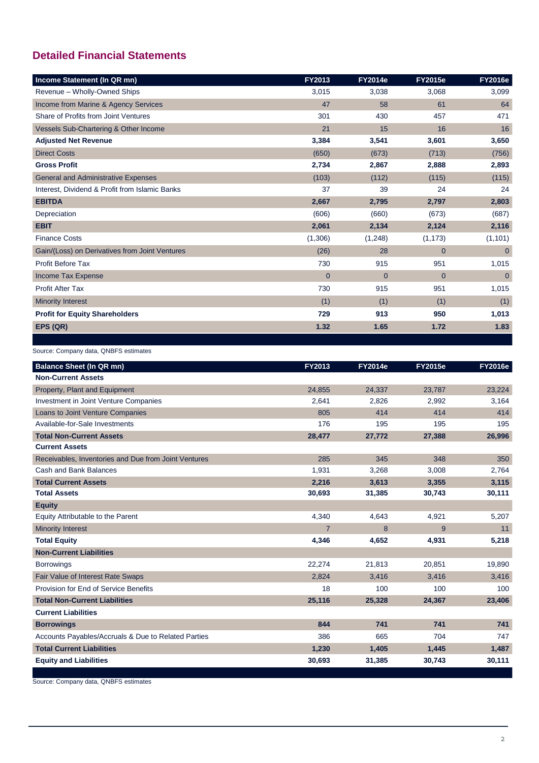## Detailed Financial Statements

| Income Statement (In QR mn) | FY2013 | FY2014e | FY2015e | FY2016e |
|---|---|---|---|---|
| Revenue – Wholly-Owned Ships | 3,015 | 3,038 | 3,068 | 3,099 |
| Income from Marine & Agency Services | 47 | 58 | 61 | 64 |
| Share of Profits from Joint Ventures | 301 | 430 | 457 | 471 |
| Vessels Sub-Chartering & Other Income | 21 | 15 | 16 | 16 |
| **Adjusted Net Revenue** | **3,384** | **3,541** | **3,601** | **3,650** |
| Direct Costs | (650) | (673) | (713) | (756) |
| **Gross Profit** | **2,734** | **2,867** | **2,888** | **2,893** |
| General and Administrative Expenses | (103) | (112) | (115) | (115) |
| Interest, Dividend & Profit from Islamic Banks | 37 | 39 | 24 | 24 |
| **EBITDA** | **2,667** | **2,795** | **2,797** | **2,803** |
| Depreciation | (606) | (660) | (673) | (687) |
| **EBIT** | **2,061** | **2,134** | **2,124** | **2,116** |
| Finance Costs | (1,306) | (1,248) | (1,173) | (1,101) |
| Gain/(Loss) on Derivatives from Joint Ventures | (26) | 28 | 0 | 0 |
| Profit Before Tax | 730 | 915 | 951 | 1,015 |
| Income Tax Expense | 0 | 0 | 0 | 0 |
| Profit After Tax | 730 | 915 | 951 | 1,015 |
| Minority Interest | (1) | (1) | (1) | (1) |
| **Profit for Equity Shareholders** | **729** | **913** | **950** | **1,013** |
| **EPS (QR)** | **1.32** | **1.65** | **1.72** | **1.83** |

Source: Company data, QNBFS estimates

| Balance Sheet (In QR mn) | FY2013 | FY2014e | FY2015e | FY2016e |
|---|---|---|---|---|
| **Non-Current Assets** | | | | |
| Property, Plant and Equipment | 24,855 | 24,337 | 23,787 | 23,224 |
| Investment in Joint Venture Companies | 2,641 | 2,826 | 2,992 | 3,164 |
| Loans to Joint Venture Companies | 805 | 414 | 414 | 414 |
| Available-for-Sale Investments | 176 | 195 | 195 | 195 |
| **Total Non-Current Assets** | **28,477** | **27,772** | **27,388** | **26,996** |
| **Current Assets** | | | | |
| Receivables, Inventories and Due from Joint Ventures | 285 | 345 | 348 | 350 |
| Cash and Bank Balances | 1,931 | 3,268 | 3,008 | 2,764 |
| **Total Current Assets** | **2,216** | **3,613** | **3,355** | **3,115** |
| **Total Assets** | **30,693** | **31,385** | **30,743** | **30,111** |
| **Equity** | | | | |
| Equity Attributable to the Parent | 4,340 | 4,643 | 4,921 | 5,207 |
| Minority Interest | 7 | 8 | 9 | 11 |
| **Total Equity** | **4,346** | **4,652** | **4,931** | **5,218** |
| **Non-Current Liabilities** | | | | |
| Borrowings | 22,274 | 21,813 | 20,851 | 19,890 |
| Fair Value of Interest Rate Swaps | 2,824 | 3,416 | 3,416 | 3,416 |
| Provision for End of Service Benefits | 18 | 100 | 100 | 100 |
| **Total Non-Current Liabilities** | **25,116** | **25,328** | **24,367** | **23,406** |
| **Current Liabilities** | | | | |
| **Borrowings** | **844** | **741** | **741** | **741** |
| Accounts Payables/Accruals & Due to Related Parties | 386 | 665 | 704 | 747 |
| **Total Current Liabilities** | **1,230** | **1,405** | **1,445** | **1,487** |
| **Equity and Liabilities** | **30,693** | **31,385** | **30,743** | **30,111** |

Source: Company data, QNBFS estimates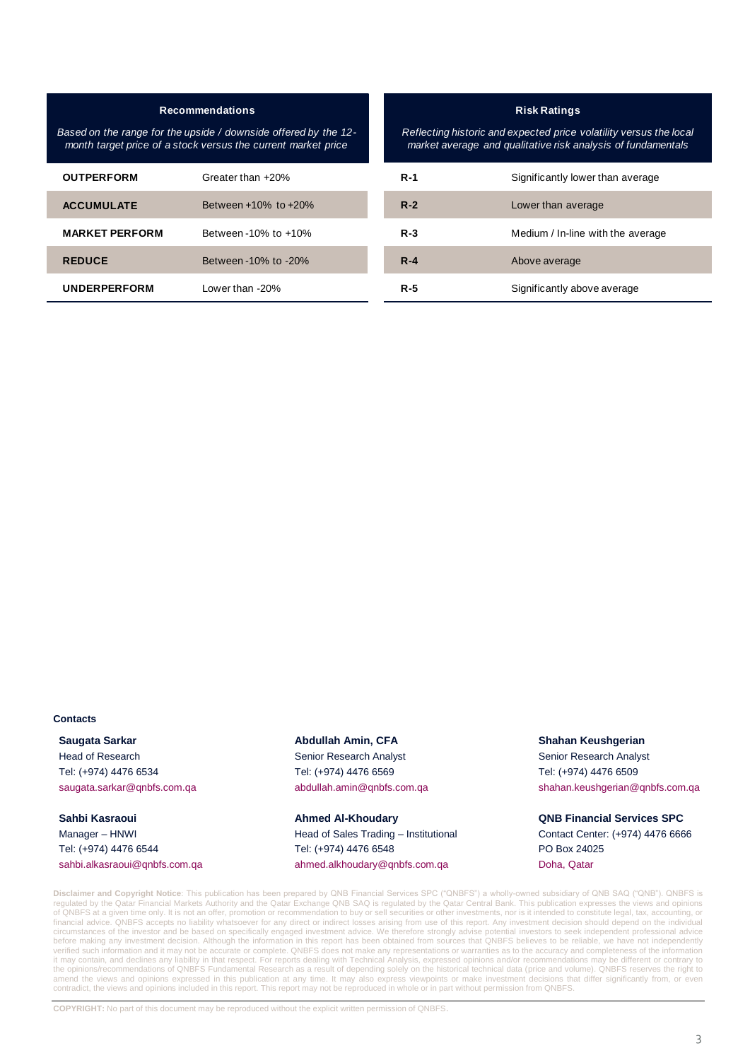| Recommendations | |
|---|---|
| *Based on the range for the upside / downside offered by the 12-month target price of a stock versus the current market price* | |
| **OUTPERFORM** | Greater than +20% |
| **ACCUMULATE** | Between +10% to +20% |
| **MARKET PERFORM** | Between -10% to +10% |
| **REDUCE** | Between -10% to -20% |
| **UNDERPERFORM** | Lower than -20% |

| Risk Ratings | |
|---|---|
| *Reflecting historic and expected price volatility versus the local market average and qualitative risk analysis of fundamentals* | |
| **R-1** | Significantly lower than average |
| **R-2** | Lower than average |
| **R-3** | Medium / In-line with the average |
| **R-4** | Above average |
| **R-5** | Significantly above average |

**Contacts**

**Saugata Sarkar**
Head of Research
Tel: (+974) 4476 6534
saugata.sarkar@qnbfs.com.qa

**Abdullah Amin, CFA**
Senior Research Analyst
Tel: (+974) 4476 6569
abdullah.amin@qnbfs.com.qa

**Shahan Keushgerian**
Senior Research Analyst
Tel: (+974) 4476 6509
shahan.keushgerian@qnbfs.com.qa

**Sahbi Kasraoui**
Manager – HNWI
Tel: (+974) 4476 6544
sahbi.alkasraoui@qnbfs.com.qa

**Ahmed Al-Khoudary**
Head of Sales Trading – Institutional
Tel: (+974) 4476 6548
ahmed.alkhoudary@qnbfs.com.qa

**QNB Financial Services SPC**
Contact Center: (+974) 4476 6666
PO Box 24025
Doha, Qatar

**Disclaimer and Copyright Notice**: This publication has been prepared by QNB Financial Services SPC ("QNBFS") a wholly-owned subsidiary of QNB SAQ ("QNB"). QNBFS is regulated by the Qatar Financial Markets Authority and the Qatar Exchange QNB SAQ is regulated by the Qatar Central Bank. This publication expresses the views and opinions of QNBFS at a given time only. It is not an offer, promotion or recommendation to buy or sell securities or other investments, nor is it intended to constitute legal, tax, accounting, or financial advice. QNBFS accepts no liability whatsoever for any direct or indirect losses arising from use of this report. Any investment decision should depend on the individual circumstances of the investor and be based on specifically engaged investment advice. We therefore strongly advise potential investors to seek independent professional advice before making any investment decision. Although the information in this report has been obtained from sources that QNBFS believes to be reliable, we have not independently verified such information and it may not be accurate or complete. QNBFS does not make any representations or warranties as to the accuracy and completeness of the information it may contain, and declines any liability in that respect. For reports dealing with Technical Analysis, expressed opinions and/or recommendations may be different or contrary to the opinions/recommendations of QNBFS Fundamental Research as a result of depending solely on the historical technical data (price and volume). QNBFS reserves the right to amend the views and opinions expressed in this publication at any time. It may also express viewpoints or make investment decisions that differ significantly from, or even contradict, the views and opinions included in this report. This report may not be reproduced in whole or in part without permission from QNBFS.

**COPYRIGHT:** No part of this document may be reproduced without the explicit written permission of QNBFS.